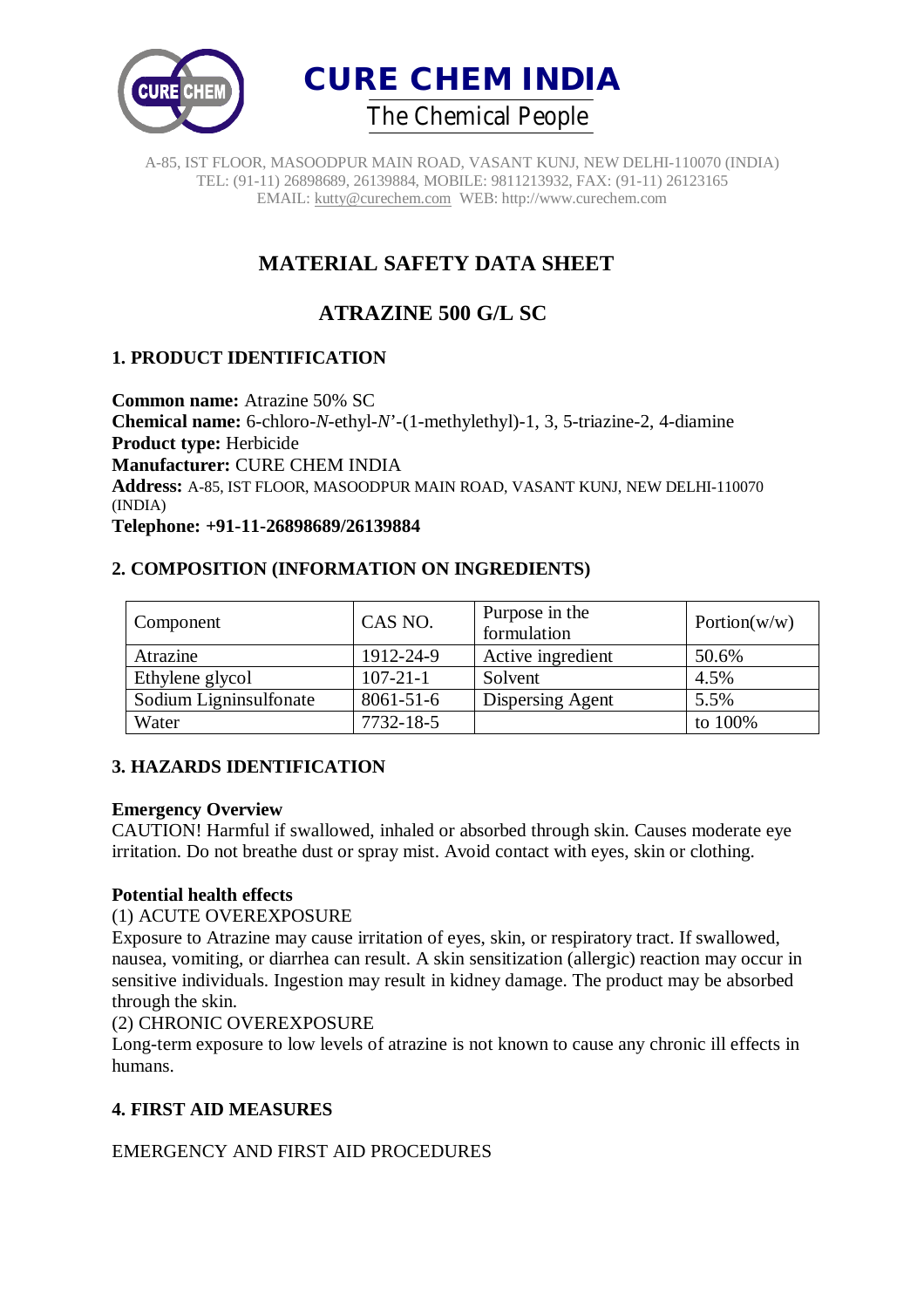# CURE CHEM INDIA

The Chemical People

A-85, IST FLOOR, MASOODPUR MAIN ROAD, VASANT KUNJ, NEW DELHI-110070 (INDIA)
TEL: (91-11) 26898689, 26139884, MOBILE: 9811213932, FAX: (91-11) 26123165
EMAIL: kutty@curechem.com WEB: http://www.curechem.com

## MATERIAL SAFETY DATA SHEET

## ATRAZINE 500 G/L SC

### 1. PRODUCT IDENTIFICATION

**Common name:** Atrazine 50% SC
**Chemical name:** 6-chloro-*N*-ethyl-*N*'-(1-methylethyl)-1, 3, 5-triazine-2, 4-diamine
**Product type:** Herbicide
**Manufacturer:** CURE CHEM INDIA
**Address:** A-85, IST FLOOR, MASOODPUR MAIN ROAD, VASANT KUNJ, NEW DELHI-110070 (INDIA)
**Telephone: +91-11-26898689/26139884**

### 2. COMPOSITION (INFORMATION ON INGREDIENTS)

| Component | CAS NO. | Purpose in the formulation | Portion(w/w) |
|---|---|---|---|
| Atrazine | 1912-24-9 | Active ingredient | 50.6% |
| Ethylene glycol | 107-21-1 | Solvent | 4.5% |
| Sodium Ligninsulfonate | 8061-51-6 | Dispersing Agent | 5.5% |
| Water | 7732-18-5 | | to 100% |

### 3. HAZARDS IDENTIFICATION

**Emergency Overview**
CAUTION! Harmful if swallowed, inhaled or absorbed through skin. Causes moderate eye irritation. Do not breathe dust or spray mist. Avoid contact with eyes, skin or clothing.

**Potential health effects**
(1) ACUTE OVEREXPOSURE
Exposure to Atrazine may cause irritation of eyes, skin, or respiratory tract. If swallowed, nausea, vomiting, or diarrhea can result. A skin sensitization (allergic) reaction may occur in sensitive individuals. Ingestion may result in kidney damage. The product may be absorbed through the skin.
(2) CHRONIC OVEREXPOSURE
Long-term exposure to low levels of atrazine is not known to cause any chronic ill effects in humans.

### 4. FIRST AID MEASURES

EMERGENCY AND FIRST AID PROCEDURES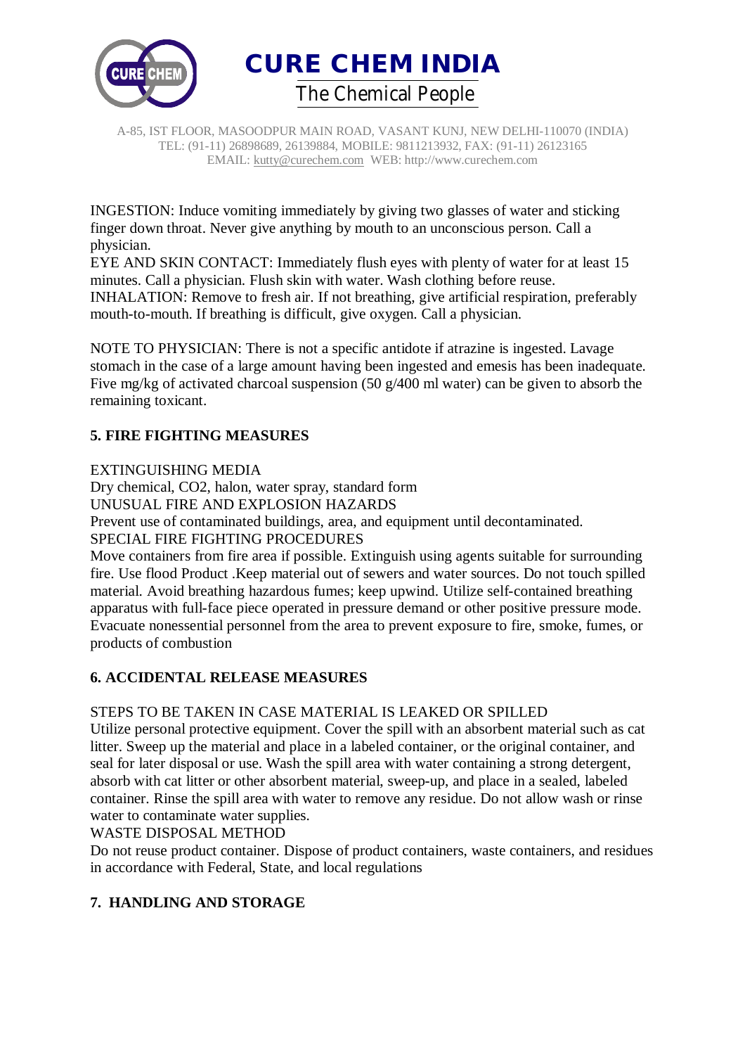INGESTION: Induce vomiting immediately by giving two glasses of water and sticking finger down throat. Never give anything by mouth to an unconscious person. Call a physician.
EYE AND SKIN CONTACT: Immediately flush eyes with plenty of water for at least 15 minutes. Call a physician. Flush skin with water. Wash clothing before reuse.
INHALATION: Remove to fresh air. If not breathing, give artificial respiration, preferably mouth-to-mouth. If breathing is difficult, give oxygen. Call a physician.

NOTE TO PHYSICIAN: There is not a specific antidote if atrazine is ingested. Lavage stomach in the case of a large amount having been ingested and emesis has been inadequate. Five mg/kg of activated charcoal suspension (50 g/400 ml water) can be given to absorb the remaining toxicant.

## 5. FIRE FIGHTING MEASURES

EXTINGUISHING MEDIA
Dry chemical, $CO_2$, halon, water spray, standard form
UNUSUAL FIRE AND EXPLOSION HAZARDS
Prevent use of contaminated buildings, area, and equipment until decontaminated.
SPECIAL FIRE FIGHTING PROCEDURES
Move containers from fire area if possible. Extinguish using agents suitable for surrounding fire. Use flood Product .Keep material out of sewers and water sources. Do not touch spilled material. Avoid breathing hazardous fumes; keep upwind. Utilize self-contained breathing apparatus with full-face piece operated in pressure demand or other positive pressure mode. Evacuate nonessential personnel from the area to prevent exposure to fire, smoke, fumes, or products of combustion

## 6. ACCIDENTAL RELEASE MEASURES

STEPS TO BE TAKEN IN CASE MATERIAL IS LEAKED OR SPILLED
Utilize personal protective equipment. Cover the spill with an absorbent material such as cat litter. Sweep up the material and place in a labeled container, or the original container, and seal for later disposal or use. Wash the spill area with water containing a strong detergent, absorb with cat litter or other absorbent material, sweep-up, and place in a sealed, labeled container. Rinse the spill area with water to remove any residue. Do not allow wash or rinse water to contaminate water supplies.
WASTE DISPOSAL METHOD
Do not reuse product container. Dispose of product containers, waste containers, and residues in accordance with Federal, State, and local regulations

## 7. HANDLING AND STORAGE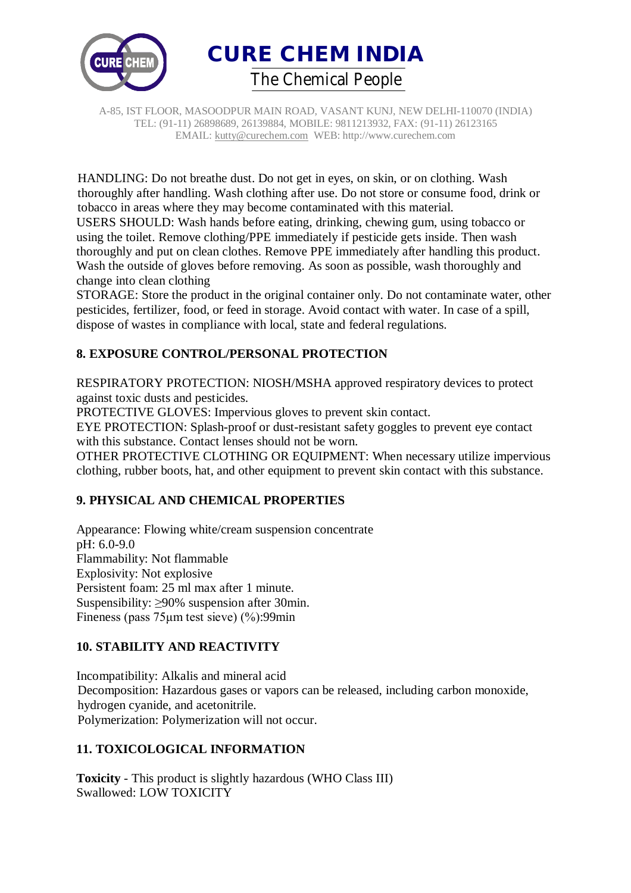HANDLING: Do not breathe dust. Do not get in eyes, on skin, or on clothing. Wash thoroughly after handling. Wash clothing after use. Do not store or consume food, drink or tobacco in areas where they may become contaminated with this material.
USERS SHOULD: Wash hands before eating, drinking, chewing gum, using tobacco or using the toilet. Remove clothing/PPE immediately if pesticide gets inside. Then wash thoroughly and put on clean clothes. Remove PPE immediately after handling this product. Wash the outside of gloves before removing. As soon as possible, wash thoroughly and change into clean clothing
STORAGE: Store the product in the original container only. Do not contaminate water, other pesticides, fertilizer, food, or feed in storage. Avoid contact with water. In case of a spill, dispose of wastes in compliance with local, state and federal regulations.

## 8. EXPOSURE CONTROL/PERSONAL PROTECTION

RESPIRATORY PROTECTION: NIOSH/MSHA approved respiratory devices to protect against toxic dusts and pesticides.
PROTECTIVE GLOVES: Impervious gloves to prevent skin contact.
EYE PROTECTION: Splash-proof or dust-resistant safety goggles to prevent eye contact with this substance. Contact lenses should not be worn.
OTHER PROTECTIVE CLOTHING OR EQUIPMENT: When necessary utilize impervious clothing, rubber boots, hat, and other equipment to prevent skin contact with this substance.

## 9. PHYSICAL AND CHEMICAL PROPERTIES

Appearance: Flowing white/cream suspension concentrate
pH: 6.0-9.0
Flammability: Not flammable
Explosivity: Not explosive
Persistent foam: 25 ml max after 1 minute.
Suspensibility: ≥90% suspension after 30min.
Fineness (pass 75µm test sieve) (%):99min

## 10. STABILITY AND REACTIVITY

Incompatibility: Alkalis and mineral acid
Decomposition: Hazardous gases or vapors can be released, including carbon monoxide, hydrogen cyanide, and acetonitrile.
Polymerization: Polymerization will not occur.

## 11. TOXICOLOGICAL INFORMATION

**Toxicity** - This product is slightly hazardous (WHO Class III)
Swallowed: LOW TOXICITY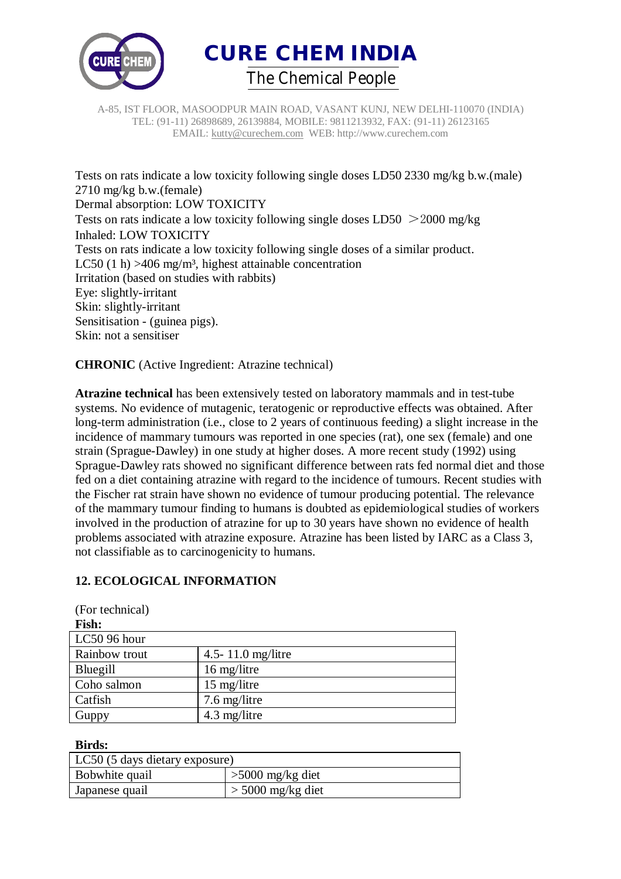Tests on rats indicate a low toxicity following single doses LD50 2330 mg/kg b.w.(male) 2710 mg/kg b.w.(female)

Dermal absorption: LOW TOXICITY

Tests on rats indicate a low toxicity following single doses LD50 ＞2000 mg/kg

Inhaled: LOW TOXICITY

Tests on rats indicate a low toxicity following single doses of a similar product.

LC50 (1 h) >406 mg/m³, highest attainable concentration

Irritation (based on studies with rabbits)

Eye: slightly-irritant

Skin: slightly-irritant

Sensitisation - (guinea pigs).

Skin: not a sensitiser

**CHRONIC** (Active Ingredient: Atrazine technical)

**Atrazine technical** has been extensively tested on laboratory mammals and in test-tube systems. No evidence of mutagenic, teratogenic or reproductive effects was obtained. After long-term administration (i.e., close to 2 years of continuous feeding) a slight increase in the incidence of mammary tumours was reported in one species (rat), one sex (female) and one strain (Sprague-Dawley) in one study at higher doses. A more recent study (1992) using Sprague-Dawley rats showed no significant difference between rats fed normal diet and those fed on a diet containing atrazine with regard to the incidence of tumours. Recent studies with the Fischer rat strain have shown no evidence of tumour producing potential. The relevance of the mammary tumour finding to humans is doubted as epidemiological studies of workers involved in the production of atrazine for up to 30 years have shown no evidence of health problems associated with atrazine exposure. Atrazine has been listed by IARC as a Class 3, not classifiable as to carcinogenicity to humans.

## 12. ECOLOGICAL INFORMATION

(For technical)

**Fish:**

| LC50 96 hour | |
|---|---|
| Rainbow trout | 4.5- 11.0 mg/litre |
| Bluegill | 16 mg/litre |
| Coho salmon | 15 mg/litre |
| Catfish | 7.6 mg/litre |
| Guppy | 4.3 mg/litre |

**Birds:**

| LC50 (5 days dietary exposure) | |
|---|---|
| Bobwhite quail | >5000 mg/kg diet |
| Japanese quail | > 5000 mg/kg diet |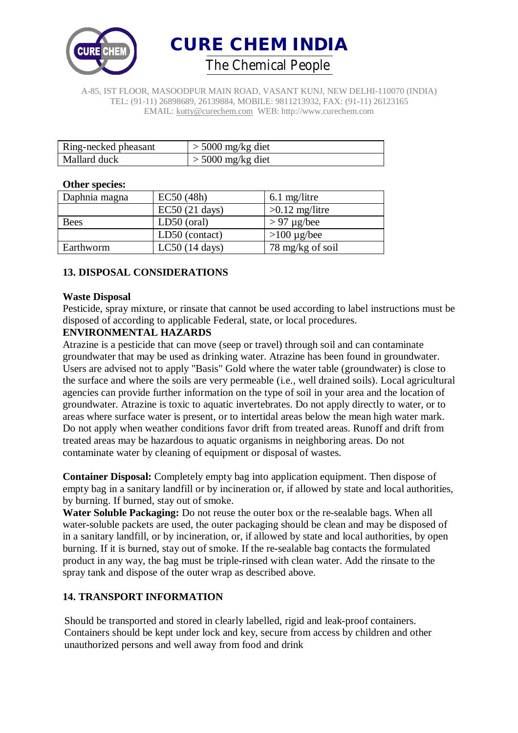| Ring-necked pheasant | > 5000 mg/kg diet |
|---|---|
| Mallard duck | > 5000 mg/kg diet |

**Other species:**

| Daphnia magna | EC50 (48h) | 6.1 mg/litre |
|---|---|---|
| | EC50 (21 days) | >0.12 mg/litre |
| Bees | LD50 (oral) | > 97 µg/bee |
| | LD50 (contact) | >100 µg/bee |
| Earthworm | LC50 (14 days) | 78 mg/kg of soil |

## 13. DISPOSAL CONSIDERATIONS

**Waste Disposal**

Pesticide, spray mixture, or rinsate that cannot be used according to label instructions must be disposed of according to applicable Federal, state, or local procedures.

**ENVIRONMENTAL HAZARDS**

Atrazine is a pesticide that can move (seep or travel) through soil and can contaminate groundwater that may be used as drinking water. Atrazine has been found in groundwater. Users are advised not to apply "Basis" Gold where the water table (groundwater) is close to the surface and where the soils are very permeable (i.e., well drained soils). Local agricultural agencies can provide further information on the type of soil in your area and the location of groundwater. Atrazine is toxic to aquatic invertebrates. Do not apply directly to water, or to areas where surface water is present, or to intertidal areas below the mean high water mark. Do not apply when weather conditions favor drift from treated areas. Runoff and drift from treated areas may be hazardous to aquatic organisms in neighboring areas. Do not contaminate water by cleaning of equipment or disposal of wastes.

**Container Disposal:** Completely empty bag into application equipment. Then dispose of empty bag in a sanitary landfill or by incineration or, if allowed by state and local authorities, by burning. If burned, stay out of smoke.

**Water Soluble Packaging:** Do not reuse the outer box or the re-sealable bags. When all water-soluble packets are used, the outer packaging should be clean and may be disposed of in a sanitary landfill, or by incineration, or, if allowed by state and local authorities, by open burning. If it is burned, stay out of smoke. If the re-sealable bag contacts the formulated product in any way, the bag must be triple-rinsed with clean water. Add the rinsate to the spray tank and dispose of the outer wrap as described above.

## 14. TRANSPORT INFORMATION

Should be transported and stored in clearly labelled, rigid and leak-proof containers. Containers should be kept under lock and key, secure from access by children and other unauthorized persons and well away from food and drink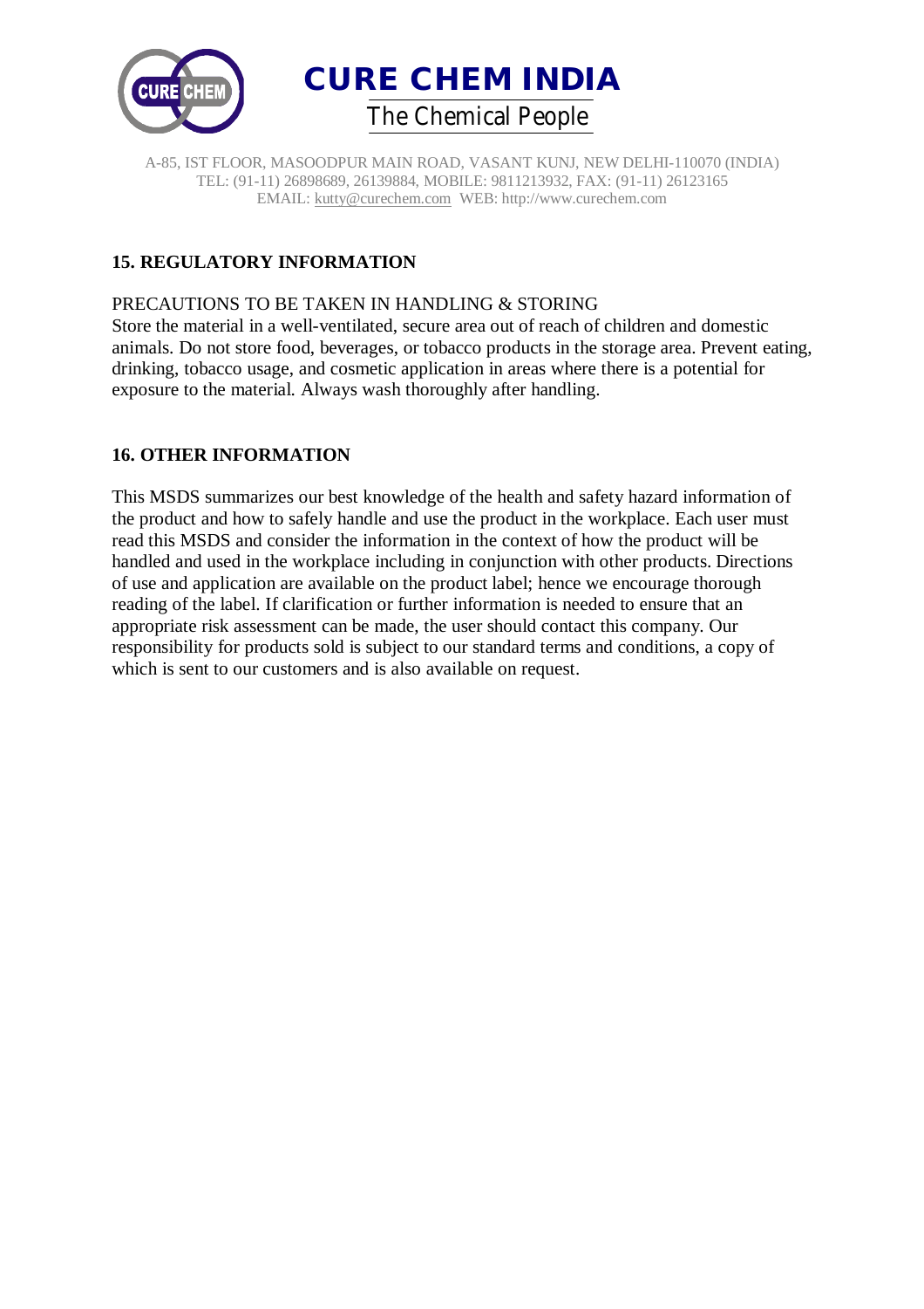## 15. REGULATORY INFORMATION

PRECAUTIONS TO BE TAKEN IN HANDLING & STORING
Store the material in a well-ventilated, secure area out of reach of children and domestic animals. Do not store food, beverages, or tobacco products in the storage area. Prevent eating, drinking, tobacco usage, and cosmetic application in areas where there is a potential for exposure to the material. Always wash thoroughly after handling.

## 16. OTHER INFORMATION

This MSDS summarizes our best knowledge of the health and safety hazard information of the product and how to safely handle and use the product in the workplace. Each user must read this MSDS and consider the information in the context of how the product will be handled and used in the workplace including in conjunction with other products. Directions of use and application are available on the product label; hence we encourage thorough reading of the label. If clarification or further information is needed to ensure that an appropriate risk assessment can be made, the user should contact this company. Our responsibility for products sold is subject to our standard terms and conditions, a copy of which is sent to our customers and is also available on request.